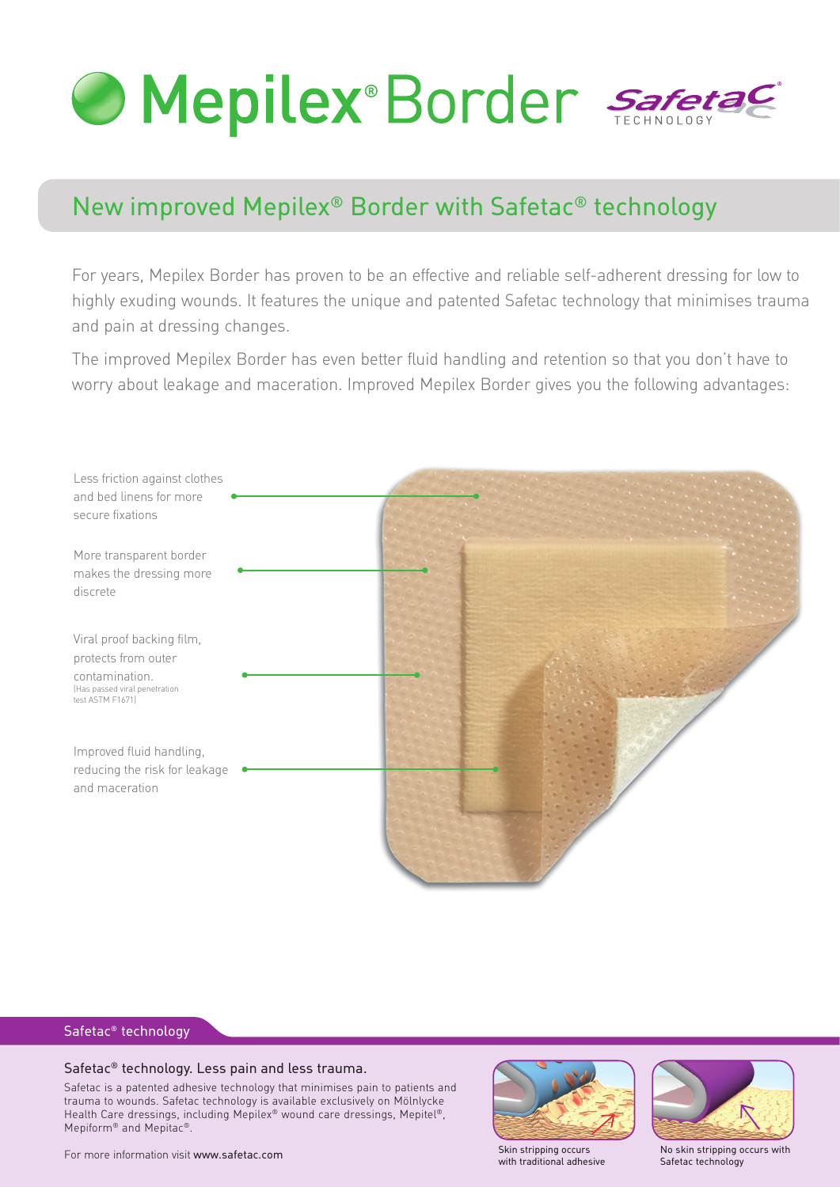# Mepilex® Border

Safetac® TECHNOLOGY

## New improved Mepilex® Border with Safetac® technology

For years, Mepilex Border has proven to be an effective and reliable self-adherent dressing for low to highly exuding wounds. It features the unique and patented Safetac technology that minimises trauma and pain at dressing changes.

The improved Mepilex Border has even better fluid handling and retention so that you don't have to worry about leakage and maceration. Improved Mepilex Border gives you the following advantages:

- Less friction against clothes and bed linens for more secure fixations
- More transparent border makes the dressing more discrete
- Viral proof backing film, protects from outer contamination. (Has passed viral penetration test ASTM F1671)
- Improved fluid handling, reducing the risk for leakage and maceration

### Safetac® technology

**Safetac® technology. Less pain and less trauma.**

Safetac is a patented adhesive technology that minimises pain to patients and trauma to wounds. Safetac technology is available exclusively on Mölnlycke Health Care dressings, including Mepilex® wound care dressings, Mepitel®, Mepiform® and Mepitac®.

For more information visit www.safetac.com

Skin stripping occurs with traditional adhesive

No skin stripping occurs with Safetac technology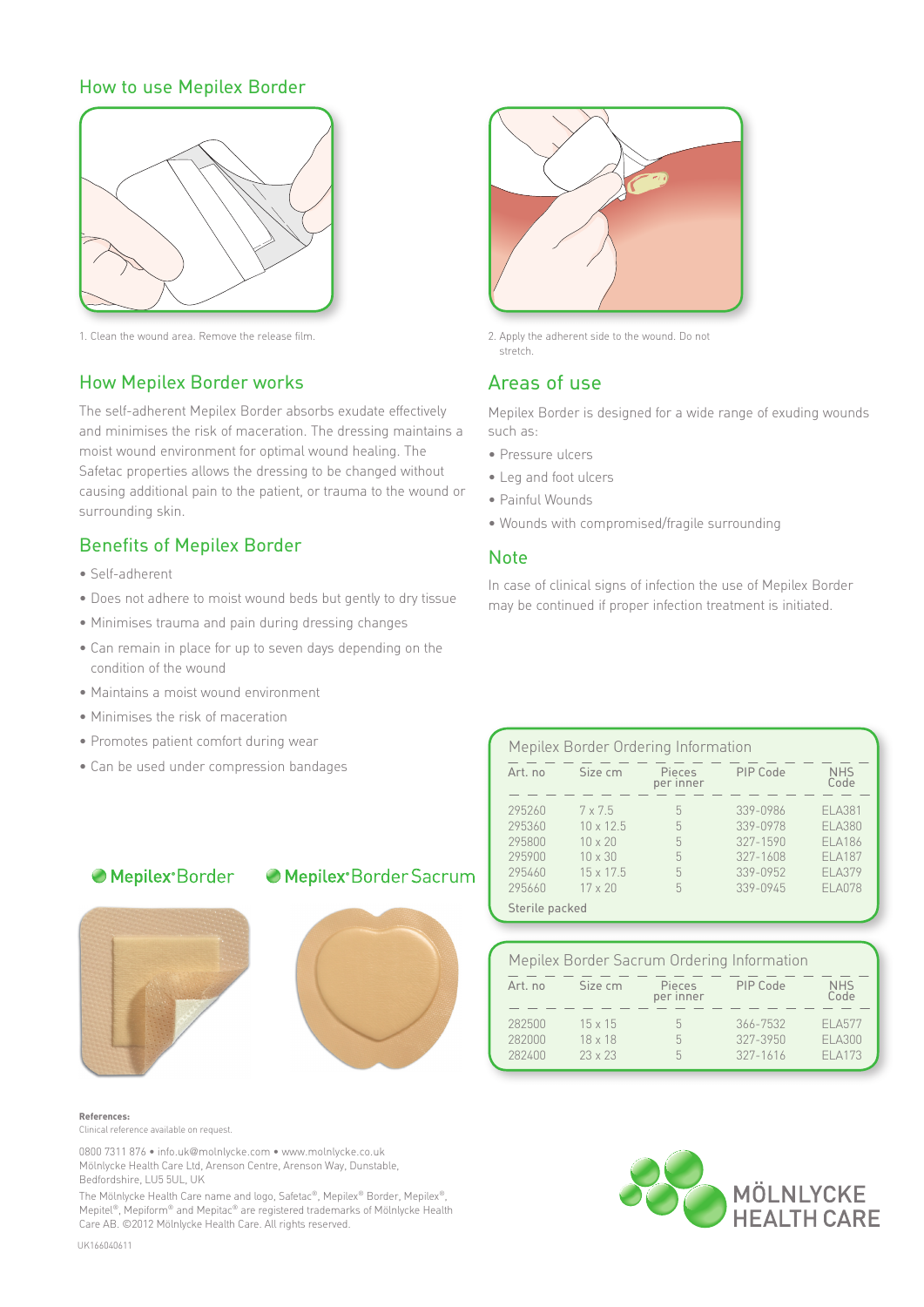## How to use Mepilex Border

1. Clean the wound area. Remove the release film.

2. Apply the adherent side to the wound. Do not stretch.

## How Mepilex Border works

The self-adherent Mepilex Border absorbs exudate effectively and minimises the risk of maceration. The dressing maintains a moist wound environment for optimal wound healing. The Safetac properties allows the dressing to be changed without causing additional pain to the patient, or trauma to the wound or surrounding skin.

## Benefits of Mepilex Border

- Self-adherent
- Does not adhere to moist wound beds but gently to dry tissue
- Minimises trauma and pain during dressing changes
- Can remain in place for up to seven days depending on the condition of the wound
- Maintains a moist wound environment
- Minimises the risk of maceration
- Promotes patient comfort during wear
- Can be used under compression bandages

## Areas of use

Mepilex Border is designed for a wide range of exuding wounds such as:

- Pressure ulcers
- Leg and foot ulcers
- Painful Wounds
- Wounds with compromised/fragile surrounding

## Note

In case of clinical signs of infection the use of Mepilex Border may be continued if proper infection treatment is initiated.

Mepilex® Border

Mepilex® Border Sacrum

### Mepilex Border Ordering Information

| Art. no | Size cm | Pieces per inner | PIP Code | NHS Code |
|---|---|---|---|---|
| 295260 | 7 x 7.5 | 5 | 339-0986 | ELA381 |
| 295360 | 10 x 12.5 | 5 | 339-0978 | ELA380 |
| 295800 | 10 x 20 | 5 | 327-1590 | ELA186 |
| 295900 | 10 x 30 | 5 | 327-1608 | ELA187 |
| 295460 | 15 x 17.5 | 5 | 339-0952 | ELA379 |
| 295660 | 17 x 20 | 5 | 339-0945 | ELA078 |

Sterile packed

### Mepilex Border Sacrum Ordering Information

| Art. no | Size cm | Pieces per inner | PIP Code | NHS Code |
|---|---|---|---|---|
| 282500 | 15 x 15 | 5 | 366-7532 | ELA577 |
| 282000 | 18 x 18 | 5 | 327-3950 | ELA300 |
| 282400 | 23 x 23 | 5 | 327-1616 | ELA173 |

**References:**
Clinical reference available on request.

0800 7311 876 • info.uk@molnlycke.com • www.molnlycke.co.uk
Mölnlycke Health Care Ltd, Arenson Centre, Arenson Way, Dunstable, Bedfordshire, LU5 5UL, UK

The Mölnlycke Health Care name and logo, Safetac®, Mepilex® Border, Mepilex®, Mepitel®, Mepiform® and Mepitac® are registered trademarks of Mölnlycke Health Care AB. ©2012 Mölnlycke Health Care. All rights reserved.

UK166040611

MÖLNLYCKE HEALTH CARE